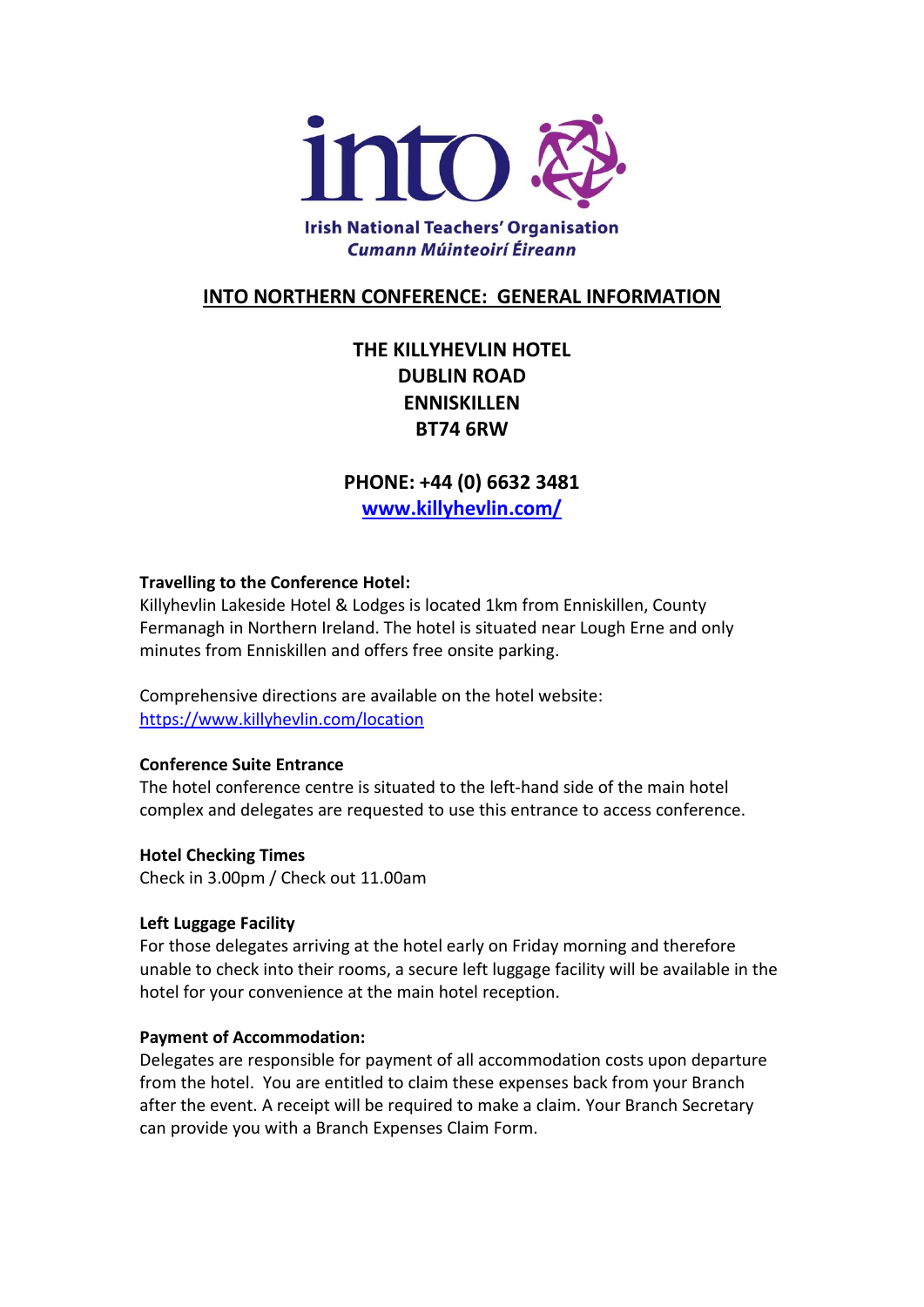into

Irish National Teachers' Organisation
*Cumann Múinteoirí Éireann*

# INTO NORTHERN CONFERENCE: GENERAL INFORMATION

**THE KILLYHEVLIN HOTEL**
**DUBLIN ROAD**
**ENNISKILLEN**
**BT74 6RW**

**PHONE: +44 (0) 6632 3481**
**[www.killyhevlin.com/](www.killyhevlin.com/)**

**Travelling to the Conference Hotel:**
Killyhevlin Lakeside Hotel & Lodges is located 1km from Enniskillen, County Fermanagh in Northern Ireland. The hotel is situated near Lough Erne and only minutes from Enniskillen and offers free onsite parking.

Comprehensive directions are available on the hotel website:
[https://www.killyhevlin.com/location](https://www.killyhevlin.com/location)

**Conference Suite Entrance**
The hotel conference centre is situated to the left-hand side of the main hotel complex and delegates are requested to use this entrance to access conference.

**Hotel Checking Times**
Check in 3.00pm / Check out 11.00am

**Left Luggage Facility**
For those delegates arriving at the hotel early on Friday morning and therefore unable to check into their rooms, a secure left luggage facility will be available in the hotel for your convenience at the main hotel reception.

**Payment of Accommodation:**
Delegates are responsible for payment of all accommodation costs upon departure from the hotel. You are entitled to claim these expenses back from your Branch after the event. A receipt will be required to make a claim. Your Branch Secretary can provide you with a Branch Expenses Claim Form.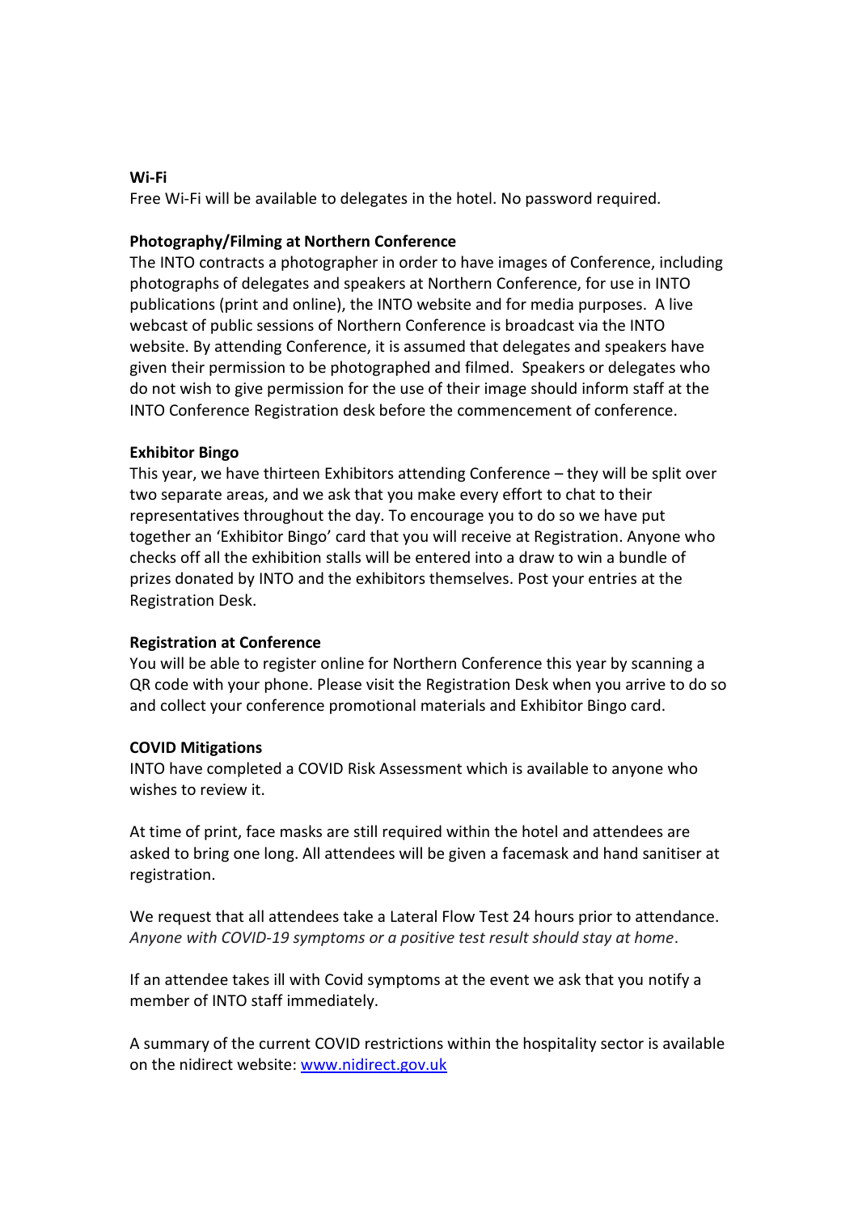**Wi-Fi**

Free Wi-Fi will be available to delegates in the hotel. No password required.

**Photography/Filming at Northern Conference**

The INTO contracts a photographer in order to have images of Conference, including photographs of delegates and speakers at Northern Conference, for use in INTO publications (print and online), the INTO website and for media purposes. A live webcast of public sessions of Northern Conference is broadcast via the INTO website. By attending Conference, it is assumed that delegates and speakers have given their permission to be photographed and filmed. Speakers or delegates who do not wish to give permission for the use of their image should inform staff at the INTO Conference Registration desk before the commencement of conference.

**Exhibitor Bingo**

This year, we have thirteen Exhibitors attending Conference – they will be split over two separate areas, and we ask that you make every effort to chat to their representatives throughout the day. To encourage you to do so we have put together an 'Exhibitor Bingo' card that you will receive at Registration. Anyone who checks off all the exhibition stalls will be entered into a draw to win a bundle of prizes donated by INTO and the exhibitors themselves. Post your entries at the Registration Desk.

**Registration at Conference**

You will be able to register online for Northern Conference this year by scanning a QR code with your phone. Please visit the Registration Desk when you arrive to do so and collect your conference promotional materials and Exhibitor Bingo card.

**COVID Mitigations**

INTO have completed a COVID Risk Assessment which is available to anyone who wishes to review it.

At time of print, face masks are still required within the hotel and attendees are asked to bring one long. All attendees will be given a facemask and hand sanitiser at registration.

We request that all attendees take a Lateral Flow Test 24 hours prior to attendance. *Anyone with COVID-19 symptoms or a positive test result should stay at home*.

If an attendee takes ill with Covid symptoms at the event we ask that you notify a member of INTO staff immediately.

A summary of the current COVID restrictions within the hospitality sector is available on the nidirect website: [www.nidirect.gov.uk](http://www.nidirect.gov.uk)